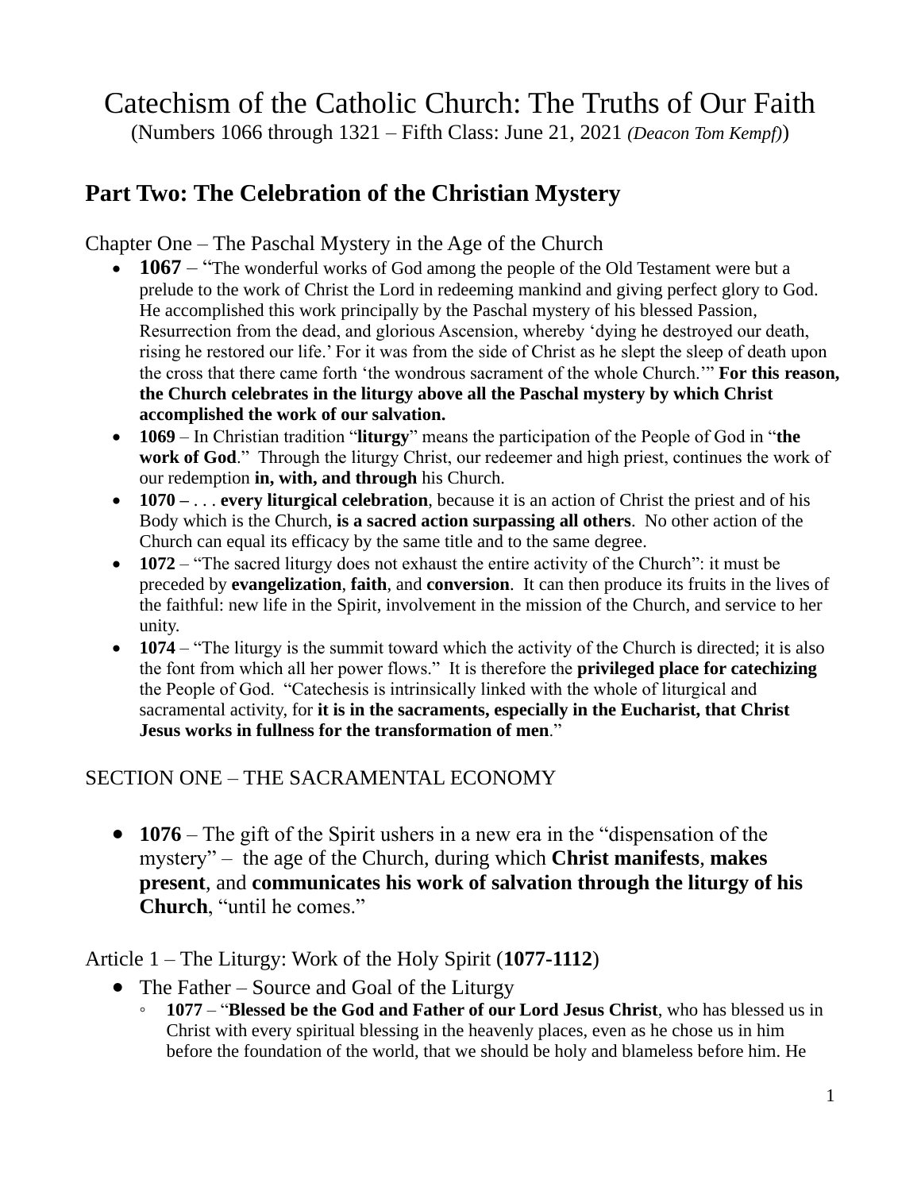# Catechism of the Catholic Church: The Truths of Our Faith

(Numbers 1066 through 1321 – Fifth Class: June 21, 2021 *(Deacon Tom Kempf)*)

## Part Two: The Celebration of the Christian Mystery

### Chapter One – The Paschal Mystery in the Age of the Church

- **1067** – "The wonderful works of God among the people of the Old Testament were but a prelude to the work of Christ the Lord in redeeming mankind and giving perfect glory to God. He accomplished this work principally by the Paschal mystery of his blessed Passion, Resurrection from the dead, and glorious Ascension, whereby 'dying he destroyed our death, rising he restored our life.' For it was from the side of Christ as he slept the sleep of death upon the cross that there came forth 'the wondrous sacrament of the whole Church.'" **For this reason, the Church celebrates in the liturgy above all the Paschal mystery by which Christ accomplished the work of our salvation.**
- **1069** – In Christian tradition "**liturgy**" means the participation of the People of God in "**the work of God**." Through the liturgy Christ, our redeemer and high priest, continues the work of our redemption **in, with, and through** his Church.
- **1070 –** . . . **every liturgical celebration**, because it is an action of Christ the priest and of his Body which is the Church, **is a sacred action surpassing all others**. No other action of the Church can equal its efficacy by the same title and to the same degree.
- **1072** – "The sacred liturgy does not exhaust the entire activity of the Church": it must be preceded by **evangelization**, **faith**, and **conversion**. It can then produce its fruits in the lives of the faithful: new life in the Spirit, involvement in the mission of the Church, and service to her unity.
- **1074** – "The liturgy is the summit toward which the activity of the Church is directed; it is also the font from which all her power flows." It is therefore the **privileged place for catechizing** the People of God. "Catechesis is intrinsically linked with the whole of liturgical and sacramental activity, for **it is in the sacraments, especially in the Eucharist, that Christ Jesus works in fullness for the transformation of men**."

### SECTION ONE – THE SACRAMENTAL ECONOMY

- **1076** – The gift of the Spirit ushers in a new era in the "dispensation of the mystery" – the age of the Church, during which **Christ manifests**, **makes present**, and **communicates his work of salvation through the liturgy of his Church**, "until he comes."

### Article 1 – The Liturgy: Work of the Holy Spirit (**1077-1112**)

- The Father – Source and Goal of the Liturgy
  - **1077** – "**Blessed be the God and Father of our Lord Jesus Christ**, who has blessed us in Christ with every spiritual blessing in the heavenly places, even as he chose us in him before the foundation of the world, that we should be holy and blameless before him. He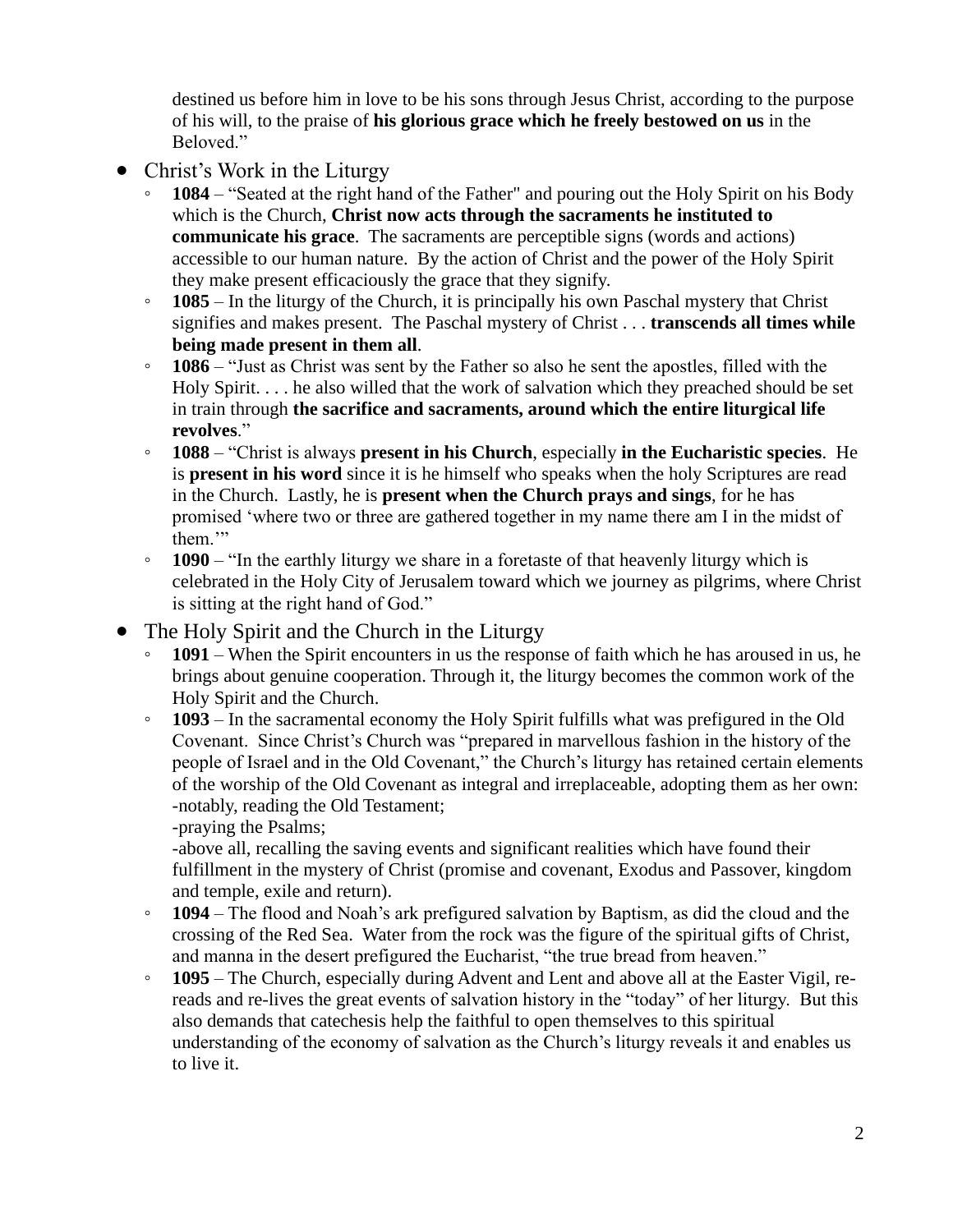destined us before him in love to be his sons through Jesus Christ, according to the purpose of his will, to the praise of **his glorious grace which he freely bestowed on us** in the Beloved."

- Christ's Work in the Liturgy
  - **1084** – "Seated at the right hand of the Father" and pouring out the Holy Spirit on his Body which is the Church, **Christ now acts through the sacraments he instituted to communicate his grace**. The sacraments are perceptible signs (words and actions) accessible to our human nature. By the action of Christ and the power of the Holy Spirit they make present efficaciously the grace that they signify.
  - **1085** – In the liturgy of the Church, it is principally his own Paschal mystery that Christ signifies and makes present. The Paschal mystery of Christ . . . **transcends all times while being made present in them all**.
  - **1086** – "Just as Christ was sent by the Father so also he sent the apostles, filled with the Holy Spirit. . . . he also willed that the work of salvation which they preached should be set in train through **the sacrifice and sacraments, around which the entire liturgical life revolves**."
  - **1088** – "Christ is always **present in his Church**, especially **in the Eucharistic species**. He is **present in his word** since it is he himself who speaks when the holy Scriptures are read in the Church. Lastly, he is **present when the Church prays and sings**, for he has promised 'where two or three are gathered together in my name there am I in the midst of them.'"
  - **1090** – "In the earthly liturgy we share in a foretaste of that heavenly liturgy which is celebrated in the Holy City of Jerusalem toward which we journey as pilgrims, where Christ is sitting at the right hand of God."
- The Holy Spirit and the Church in the Liturgy
  - **1091** – When the Spirit encounters in us the response of faith which he has aroused in us, he brings about genuine cooperation. Through it, the liturgy becomes the common work of the Holy Spirit and the Church.
  - **1093** – In the sacramental economy the Holy Spirit fulfills what was prefigured in the Old Covenant. Since Christ's Church was "prepared in marvellous fashion in the history of the people of Israel and in the Old Covenant," the Church's liturgy has retained certain elements of the worship of the Old Covenant as integral and irreplaceable, adopting them as her own:
    -notably, reading the Old Testament;
    -praying the Psalms;
    -above all, recalling the saving events and significant realities which have found their fulfillment in the mystery of Christ (promise and covenant, Exodus and Passover, kingdom and temple, exile and return).
  - **1094** – The flood and Noah's ark prefigured salvation by Baptism, as did the cloud and the crossing of the Red Sea. Water from the rock was the figure of the spiritual gifts of Christ, and manna in the desert prefigured the Eucharist, "the true bread from heaven."
  - **1095** – The Church, especially during Advent and Lent and above all at the Easter Vigil, re-reads and re-lives the great events of salvation history in the "today" of her liturgy. But this also demands that catechesis help the faithful to open themselves to this spiritual understanding of the economy of salvation as the Church's liturgy reveals it and enables us to live it.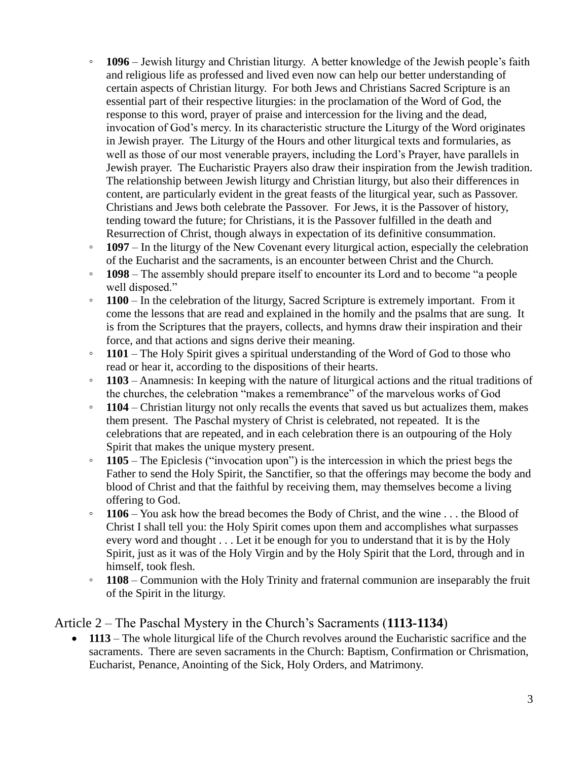- **1096** – Jewish liturgy and Christian liturgy. A better knowledge of the Jewish people's faith and religious life as professed and lived even now can help our better understanding of certain aspects of Christian liturgy. For both Jews and Christians Sacred Scripture is an essential part of their respective liturgies: in the proclamation of the Word of God, the response to this word, prayer of praise and intercession for the living and the dead, invocation of God's mercy. In its characteristic structure the Liturgy of the Word originates in Jewish prayer. The Liturgy of the Hours and other liturgical texts and formularies, as well as those of our most venerable prayers, including the Lord's Prayer, have parallels in Jewish prayer. The Eucharistic Prayers also draw their inspiration from the Jewish tradition. The relationship between Jewish liturgy and Christian liturgy, but also their differences in content, are particularly evident in the great feasts of the liturgical year, such as Passover. Christians and Jews both celebrate the Passover. For Jews, it is the Passover of history, tending toward the future; for Christians, it is the Passover fulfilled in the death and Resurrection of Christ, though always in expectation of its definitive consummation.
- **1097** – In the liturgy of the New Covenant every liturgical action, especially the celebration of the Eucharist and the sacraments, is an encounter between Christ and the Church.
- **1098** – The assembly should prepare itself to encounter its Lord and to become "a people well disposed."
- **1100** – In the celebration of the liturgy, Sacred Scripture is extremely important. From it come the lessons that are read and explained in the homily and the psalms that are sung. It is from the Scriptures that the prayers, collects, and hymns draw their inspiration and their force, and that actions and signs derive their meaning.
- **1101** – The Holy Spirit gives a spiritual understanding of the Word of God to those who read or hear it, according to the dispositions of their hearts.
- **1103** – Anamnesis: In keeping with the nature of liturgical actions and the ritual traditions of the churches, the celebration "makes a remembrance" of the marvelous works of God
- **1104** – Christian liturgy not only recalls the events that saved us but actualizes them, makes them present. The Paschal mystery of Christ is celebrated, not repeated. It is the celebrations that are repeated, and in each celebration there is an outpouring of the Holy Spirit that makes the unique mystery present.
- **1105** – The Epiclesis ("invocation upon") is the intercession in which the priest begs the Father to send the Holy Spirit, the Sanctifier, so that the offerings may become the body and blood of Christ and that the faithful by receiving them, may themselves become a living offering to God.
- **1106** – You ask how the bread becomes the Body of Christ, and the wine . . . the Blood of Christ I shall tell you: the Holy Spirit comes upon them and accomplishes what surpasses every word and thought . . . Let it be enough for you to understand that it is by the Holy Spirit, just as it was of the Holy Virgin and by the Holy Spirit that the Lord, through and in himself, took flesh.
- **1108** – Communion with the Holy Trinity and fraternal communion are inseparably the fruit of the Spirit in the liturgy.

## Article 2 – The Paschal Mystery in the Church's Sacraments (**1113-1134**)

- **1113** – The whole liturgical life of the Church revolves around the Eucharistic sacrifice and the sacraments. There are seven sacraments in the Church: Baptism, Confirmation or Chrismation, Eucharist, Penance, Anointing of the Sick, Holy Orders, and Matrimony.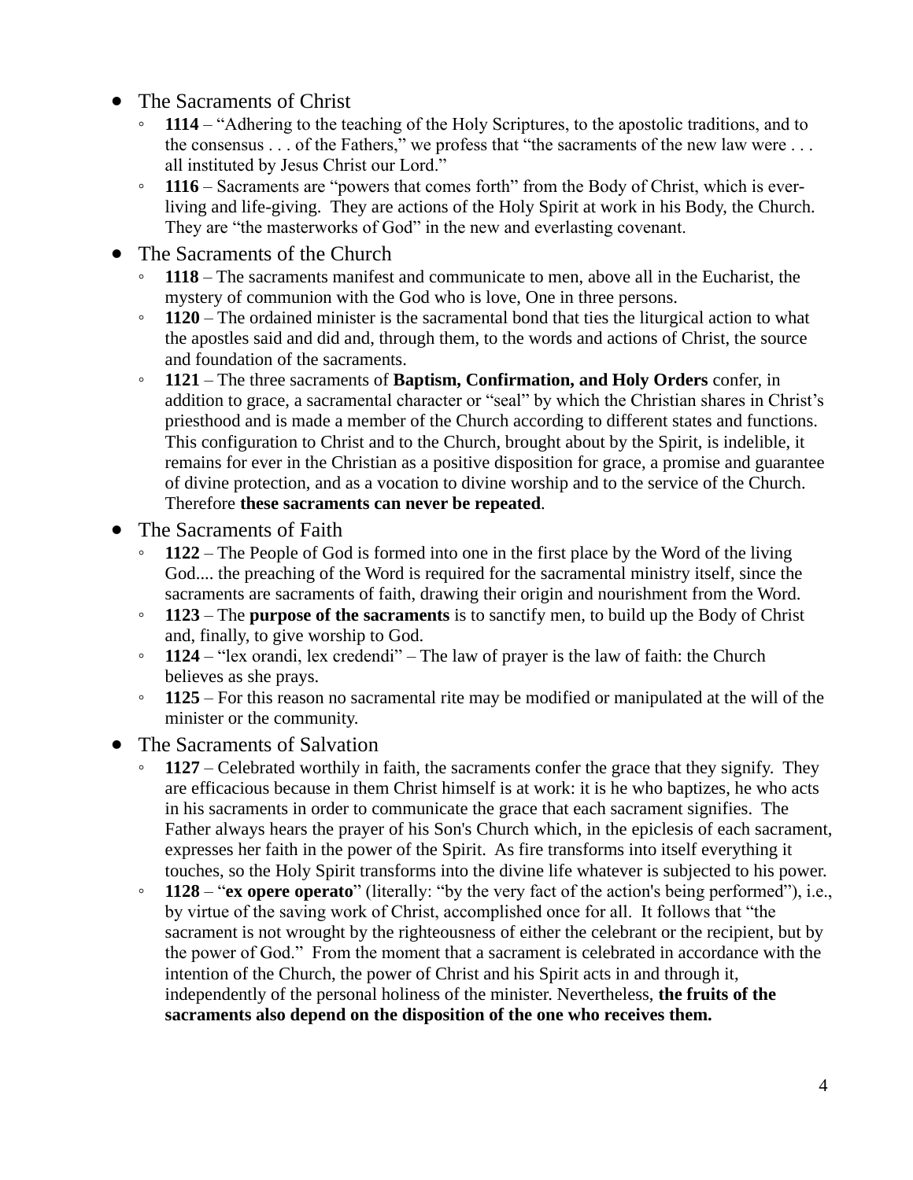- The Sacraments of Christ
  - **1114** – "Adhering to the teaching of the Holy Scriptures, to the apostolic traditions, and to the consensus . . . of the Fathers," we profess that "the sacraments of the new law were . . . all instituted by Jesus Christ our Lord."
  - **1116** – Sacraments are "powers that comes forth" from the Body of Christ, which is ever-living and life-giving. They are actions of the Holy Spirit at work in his Body, the Church. They are "the masterworks of God" in the new and everlasting covenant.
- The Sacraments of the Church
  - **1118** – The sacraments manifest and communicate to men, above all in the Eucharist, the mystery of communion with the God who is love, One in three persons.
  - **1120** – The ordained minister is the sacramental bond that ties the liturgical action to what the apostles said and did and, through them, to the words and actions of Christ, the source and foundation of the sacraments.
  - **1121** – The three sacraments of **Baptism, Confirmation, and Holy Orders** confer, in addition to grace, a sacramental character or "seal" by which the Christian shares in Christ's priesthood and is made a member of the Church according to different states and functions. This configuration to Christ and to the Church, brought about by the Spirit, is indelible, it remains for ever in the Christian as a positive disposition for grace, a promise and guarantee of divine protection, and as a vocation to divine worship and to the service of the Church. Therefore **these sacraments can never be repeated**.
- The Sacraments of Faith
  - **1122** – The People of God is formed into one in the first place by the Word of the living God.... the preaching of the Word is required for the sacramental ministry itself, since the sacraments are sacraments of faith, drawing their origin and nourishment from the Word.
  - **1123** – The **purpose of the sacraments** is to sanctify men, to build up the Body of Christ and, finally, to give worship to God.
  - **1124** – "lex orandi, lex credendi" – The law of prayer is the law of faith: the Church believes as she prays.
  - **1125** – For this reason no sacramental rite may be modified or manipulated at the will of the minister or the community.
- The Sacraments of Salvation
  - **1127** – Celebrated worthily in faith, the sacraments confer the grace that they signify. They are efficacious because in them Christ himself is at work: it is he who baptizes, he who acts in his sacraments in order to communicate the grace that each sacrament signifies. The Father always hears the prayer of his Son's Church which, in the epiclesis of each sacrament, expresses her faith in the power of the Spirit. As fire transforms into itself everything it touches, so the Holy Spirit transforms into the divine life whatever is subjected to his power.
  - **1128** – "**ex opere operato**" (literally: "by the very fact of the action's being performed"), i.e., by virtue of the saving work of Christ, accomplished once for all. It follows that "the sacrament is not wrought by the righteousness of either the celebrant or the recipient, but by the power of God." From the moment that a sacrament is celebrated in accordance with the intention of the Church, the power of Christ and his Spirit acts in and through it, independently of the personal holiness of the minister. Nevertheless, **the fruits of the sacraments also depend on the disposition of the one who receives them.**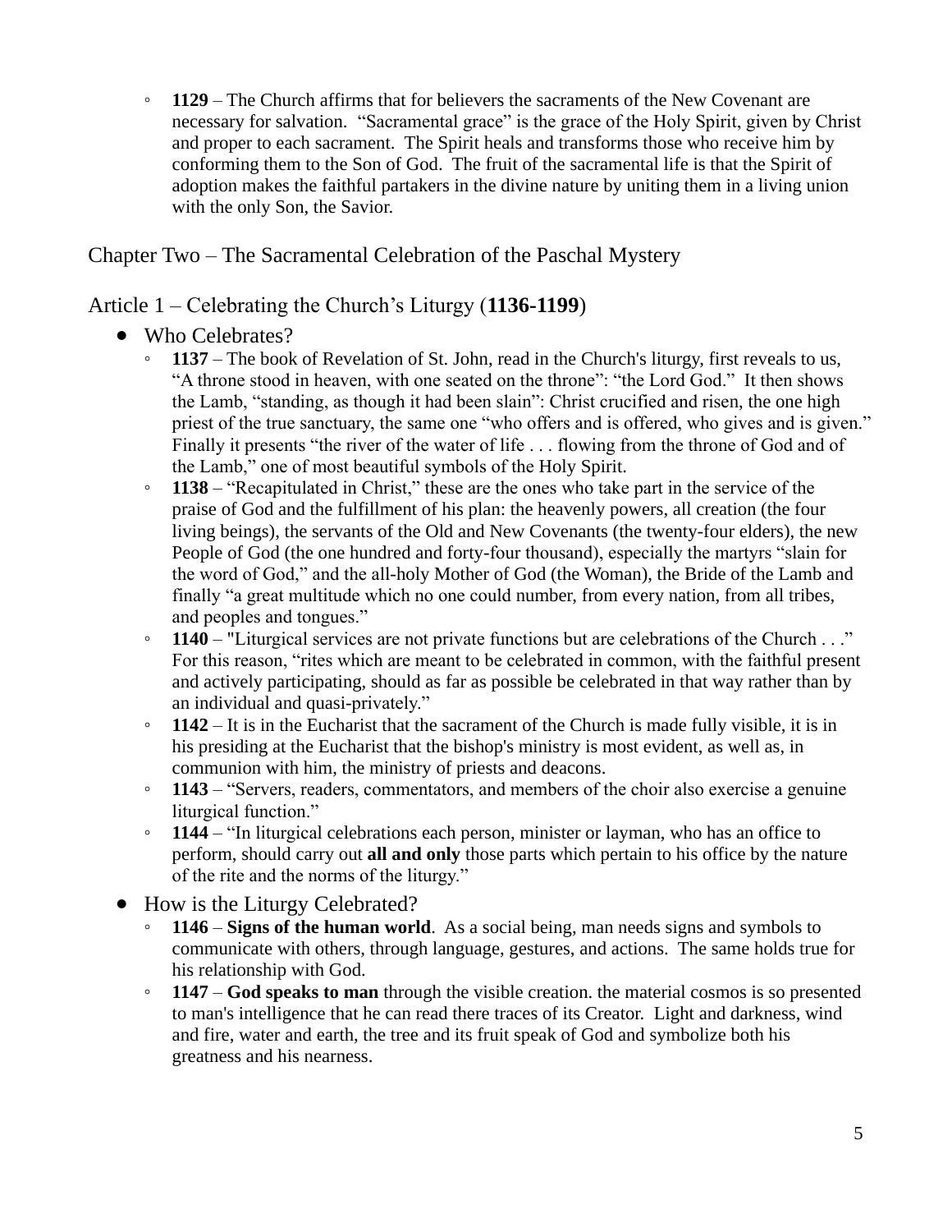- **1129** – The Church affirms that for believers the sacraments of the New Covenant are necessary for salvation. "Sacramental grace" is the grace of the Holy Spirit, given by Christ and proper to each sacrament. The Spirit heals and transforms those who receive him by conforming them to the Son of God. The fruit of the sacramental life is that the Spirit of adoption makes the faithful partakers in the divine nature by uniting them in a living union with the only Son, the Savior.

## Chapter Two – The Sacramental Celebration of the Paschal Mystery

### Article 1 – Celebrating the Church's Liturgy (**1136-1199**)

- Who Celebrates?
  - **1137** – The book of Revelation of St. John, read in the Church's liturgy, first reveals to us, "A throne stood in heaven, with one seated on the throne": "the Lord God." It then shows the Lamb, "standing, as though it had been slain": Christ crucified and risen, the one high priest of the true sanctuary, the same one "who offers and is offered, who gives and is given." Finally it presents "the river of the water of life . . . flowing from the throne of God and of the Lamb," one of most beautiful symbols of the Holy Spirit.
  - **1138** – "Recapitulated in Christ," these are the ones who take part in the service of the praise of God and the fulfillment of his plan: the heavenly powers, all creation (the four living beings), the servants of the Old and New Covenants (the twenty-four elders), the new People of God (the one hundred and forty-four thousand), especially the martyrs "slain for the word of God," and the all-holy Mother of God (the Woman), the Bride of the Lamb and finally "a great multitude which no one could number, from every nation, from all tribes, and peoples and tongues."
  - **1140** – "Liturgical services are not private functions but are celebrations of the Church . . ." For this reason, "rites which are meant to be celebrated in common, with the faithful present and actively participating, should as far as possible be celebrated in that way rather than by an individual and quasi-privately."
  - **1142** – It is in the Eucharist that the sacrament of the Church is made fully visible, it is in his presiding at the Eucharist that the bishop's ministry is most evident, as well as, in communion with him, the ministry of priests and deacons.
  - **1143** – "Servers, readers, commentators, and members of the choir also exercise a genuine liturgical function."
  - **1144** – "In liturgical celebrations each person, minister or layman, who has an office to perform, should carry out **all and only** those parts which pertain to his office by the nature of the rite and the norms of the liturgy."
- How is the Liturgy Celebrated?
  - **1146** – **Signs of the human world**. As a social being, man needs signs and symbols to communicate with others, through language, gestures, and actions. The same holds true for his relationship with God.
  - **1147** – **God speaks to man** through the visible creation. the material cosmos is so presented to man's intelligence that he can read there traces of its Creator. Light and darkness, wind and fire, water and earth, the tree and its fruit speak of God and symbolize both his greatness and his nearness.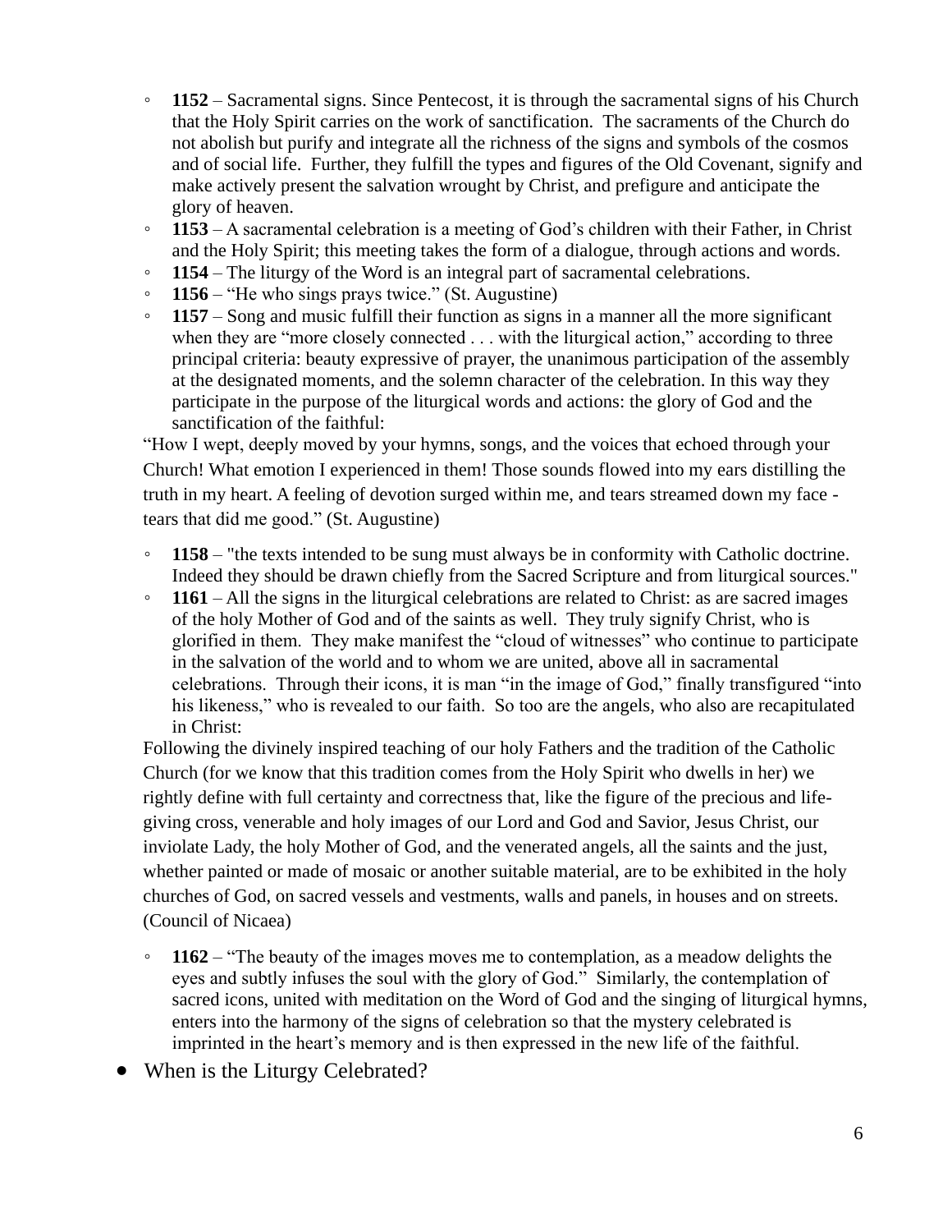- **1152** – Sacramental signs. Since Pentecost, it is through the sacramental signs of his Church that the Holy Spirit carries on the work of sanctification. The sacraments of the Church do not abolish but purify and integrate all the richness of the signs and symbols of the cosmos and of social life. Further, they fulfill the types and figures of the Old Covenant, signify and make actively present the salvation wrought by Christ, and prefigure and anticipate the glory of heaven.
- **1153** – A sacramental celebration is a meeting of God's children with their Father, in Christ and the Holy Spirit; this meeting takes the form of a dialogue, through actions and words.
- **1154** – The liturgy of the Word is an integral part of sacramental celebrations.
- **1156** – "He who sings prays twice." (St. Augustine)
- **1157** – Song and music fulfill their function as signs in a manner all the more significant when they are "more closely connected . . . with the liturgical action," according to three principal criteria: beauty expressive of prayer, the unanimous participation of the assembly at the designated moments, and the solemn character of the celebration. In this way they participate in the purpose of the liturgical words and actions: the glory of God and the sanctification of the faithful:

"How I wept, deeply moved by your hymns, songs, and the voices that echoed through your Church! What emotion I experienced in them! Those sounds flowed into my ears distilling the truth in my heart. A feeling of devotion surged within me, and tears streamed down my face - tears that did me good." (St. Augustine)

- **1158** – "the texts intended to be sung must always be in conformity with Catholic doctrine. Indeed they should be drawn chiefly from the Sacred Scripture and from liturgical sources."
- **1161** – All the signs in the liturgical celebrations are related to Christ: as are sacred images of the holy Mother of God and of the saints as well. They truly signify Christ, who is glorified in them. They make manifest the "cloud of witnesses" who continue to participate in the salvation of the world and to whom we are united, above all in sacramental celebrations. Through their icons, it is man "in the image of God," finally transfigured "into his likeness," who is revealed to our faith. So too are the angels, who also are recapitulated in Christ:

Following the divinely inspired teaching of our holy Fathers and the tradition of the Catholic Church (for we know that this tradition comes from the Holy Spirit who dwells in her) we rightly define with full certainty and correctness that, like the figure of the precious and life-giving cross, venerable and holy images of our Lord and God and Savior, Jesus Christ, our inviolate Lady, the holy Mother of God, and the venerated angels, all the saints and the just, whether painted or made of mosaic or another suitable material, are to be exhibited in the holy churches of God, on sacred vessels and vestments, walls and panels, in houses and on streets. (Council of Nicaea)

- **1162** – "The beauty of the images moves me to contemplation, as a meadow delights the eyes and subtly infuses the soul with the glory of God." Similarly, the contemplation of sacred icons, united with meditation on the Word of God and the singing of liturgical hymns, enters into the harmony of the signs of celebration so that the mystery celebrated is imprinted in the heart's memory and is then expressed in the new life of the faithful.

- When is the Liturgy Celebrated?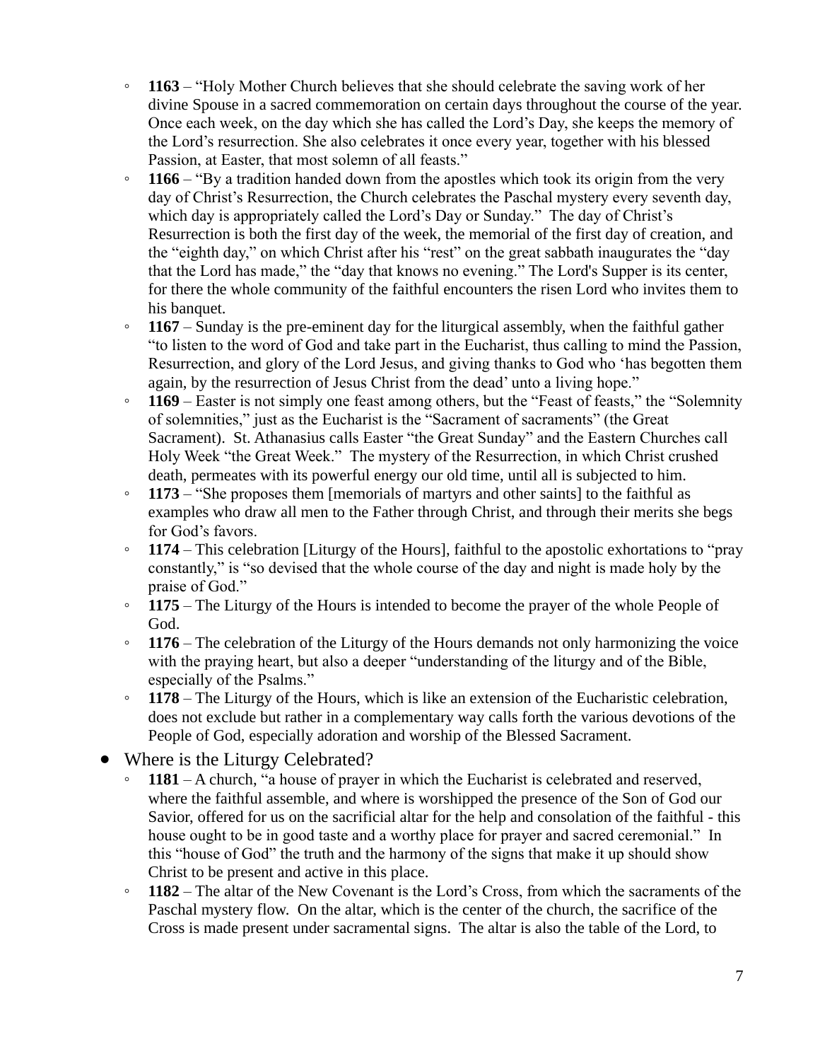- **1163** – "Holy Mother Church believes that she should celebrate the saving work of her divine Spouse in a sacred commemoration on certain days throughout the course of the year. Once each week, on the day which she has called the Lord's Day, she keeps the memory of the Lord's resurrection. She also celebrates it once every year, together with his blessed Passion, at Easter, that most solemn of all feasts."
- **1166** – "By a tradition handed down from the apostles which took its origin from the very day of Christ's Resurrection, the Church celebrates the Paschal mystery every seventh day, which day is appropriately called the Lord's Day or Sunday." The day of Christ's Resurrection is both the first day of the week, the memorial of the first day of creation, and the "eighth day," on which Christ after his "rest" on the great sabbath inaugurates the "day that the Lord has made," the "day that knows no evening." The Lord's Supper is its center, for there the whole community of the faithful encounters the risen Lord who invites them to his banquet.
- **1167** – Sunday is the pre-eminent day for the liturgical assembly, when the faithful gather "to listen to the word of God and take part in the Eucharist, thus calling to mind the Passion, Resurrection, and glory of the Lord Jesus, and giving thanks to God who 'has begotten them again, by the resurrection of Jesus Christ from the dead' unto a living hope."
- **1169** – Easter is not simply one feast among others, but the "Feast of feasts," the "Solemnity of solemnities," just as the Eucharist is the "Sacrament of sacraments" (the Great Sacrament). St. Athanasius calls Easter "the Great Sunday" and the Eastern Churches call Holy Week "the Great Week." The mystery of the Resurrection, in which Christ crushed death, permeates with its powerful energy our old time, until all is subjected to him.
- **1173** – "She proposes them [memorials of martyrs and other saints] to the faithful as examples who draw all men to the Father through Christ, and through their merits she begs for God's favors.
- **1174** – This celebration [Liturgy of the Hours], faithful to the apostolic exhortations to "pray constantly," is "so devised that the whole course of the day and night is made holy by the praise of God."
- **1175** – The Liturgy of the Hours is intended to become the prayer of the whole People of God.
- **1176** – The celebration of the Liturgy of the Hours demands not only harmonizing the voice with the praying heart, but also a deeper "understanding of the liturgy and of the Bible, especially of the Psalms."
- **1178** – The Liturgy of the Hours, which is like an extension of the Eucharistic celebration, does not exclude but rather in a complementary way calls forth the various devotions of the People of God, especially adoration and worship of the Blessed Sacrament.

- Where is the Liturgy Celebrated?
  - **1181** – A church, "a house of prayer in which the Eucharist is celebrated and reserved, where the faithful assemble, and where is worshipped the presence of the Son of God our Savior, offered for us on the sacrificial altar for the help and consolation of the faithful - this house ought to be in good taste and a worthy place for prayer and sacred ceremonial." In this "house of God" the truth and the harmony of the signs that make it up should show Christ to be present and active in this place.
  - **1182** – The altar of the New Covenant is the Lord's Cross, from which the sacraments of the Paschal mystery flow. On the altar, which is the center of the church, the sacrifice of the Cross is made present under sacramental signs. The altar is also the table of the Lord, to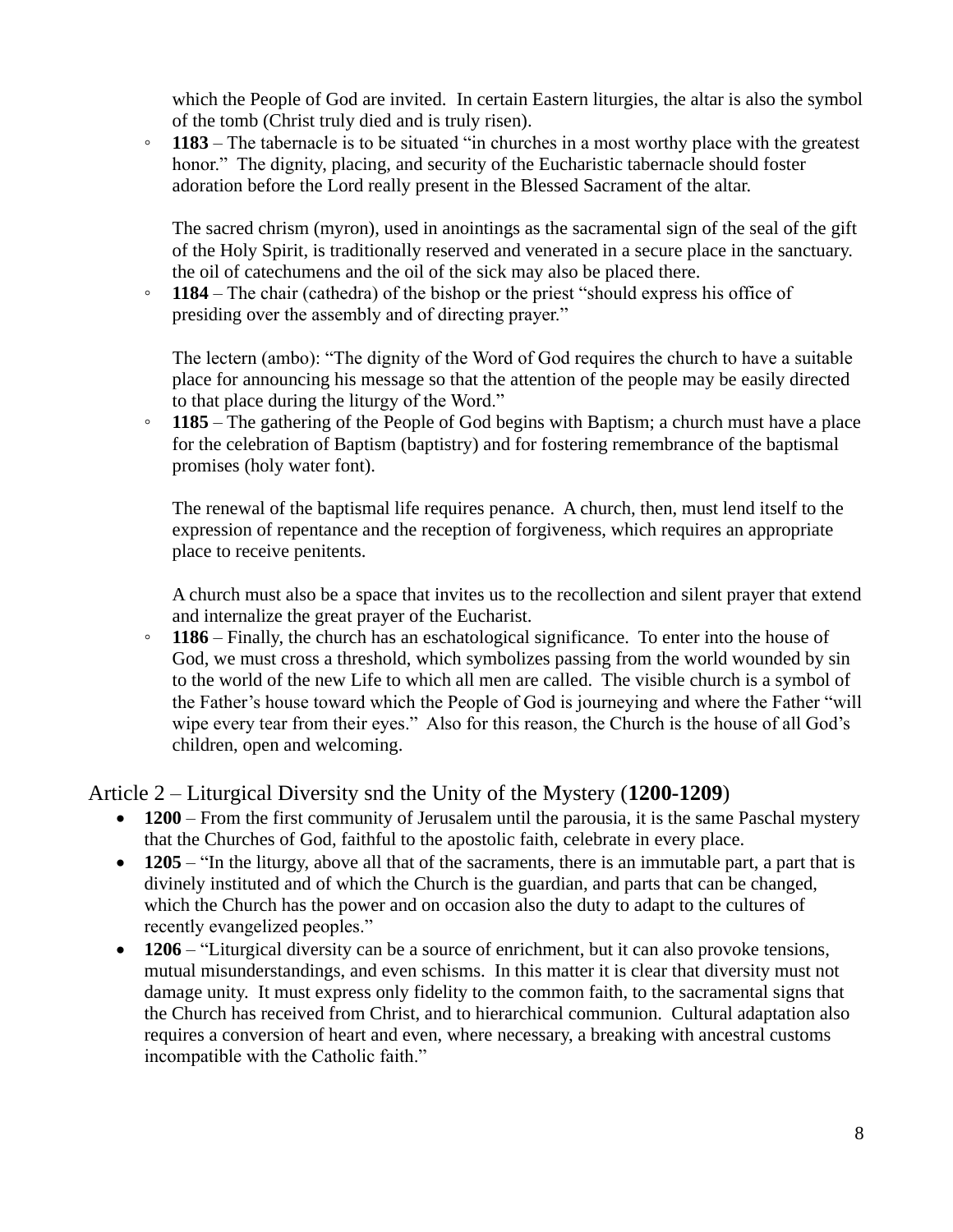which the People of God are invited. In certain Eastern liturgies, the altar is also the symbol of the tomb (Christ truly died and is truly risen).

  - **1183** – The tabernacle is to be situated "in churches in a most worthy place with the greatest honor." The dignity, placing, and security of the Eucharistic tabernacle should foster adoration before the Lord really present in the Blessed Sacrament of the altar.

    The sacred chrism (myron), used in anointings as the sacramental sign of the seal of the gift of the Holy Spirit, is traditionally reserved and venerated in a secure place in the sanctuary. the oil of catechumens and the oil of the sick may also be placed there.

  - **1184** – The chair (cathedra) of the bishop or the priest "should express his office of presiding over the assembly and of directing prayer."

    The lectern (ambo): "The dignity of the Word of God requires the church to have a suitable place for announcing his message so that the attention of the people may be easily directed to that place during the liturgy of the Word."

  - **1185** – The gathering of the People of God begins with Baptism; a church must have a place for the celebration of Baptism (baptistry) and for fostering remembrance of the baptismal promises (holy water font).

    The renewal of the baptismal life requires penance. A church, then, must lend itself to the expression of repentance and the reception of forgiveness, which requires an appropriate place to receive penitents.

    A church must also be a space that invites us to the recollection and silent prayer that extend and internalize the great prayer of the Eucharist.

  - **1186** – Finally, the church has an eschatological significance. To enter into the house of God, we must cross a threshold, which symbolizes passing from the world wounded by sin to the world of the new Life to which all men are called. The visible church is a symbol of the Father's house toward which the People of God is journeying and where the Father "will wipe every tear from their eyes." Also for this reason, the Church is the house of all God's children, open and welcoming.

## Article 2 – Liturgical Diversity snd the Unity of the Mystery (**1200-1209**)

- **1200** – From the first community of Jerusalem until the parousia, it is the same Paschal mystery that the Churches of God, faithful to the apostolic faith, celebrate in every place.
- **1205** – "In the liturgy, above all that of the sacraments, there is an immutable part, a part that is divinely instituted and of which the Church is the guardian, and parts that can be changed, which the Church has the power and on occasion also the duty to adapt to the cultures of recently evangelized peoples."
- **1206** – "Liturgical diversity can be a source of enrichment, but it can also provoke tensions, mutual misunderstandings, and even schisms. In this matter it is clear that diversity must not damage unity. It must express only fidelity to the common faith, to the sacramental signs that the Church has received from Christ, and to hierarchical communion. Cultural adaptation also requires a conversion of heart and even, where necessary, a breaking with ancestral customs incompatible with the Catholic faith."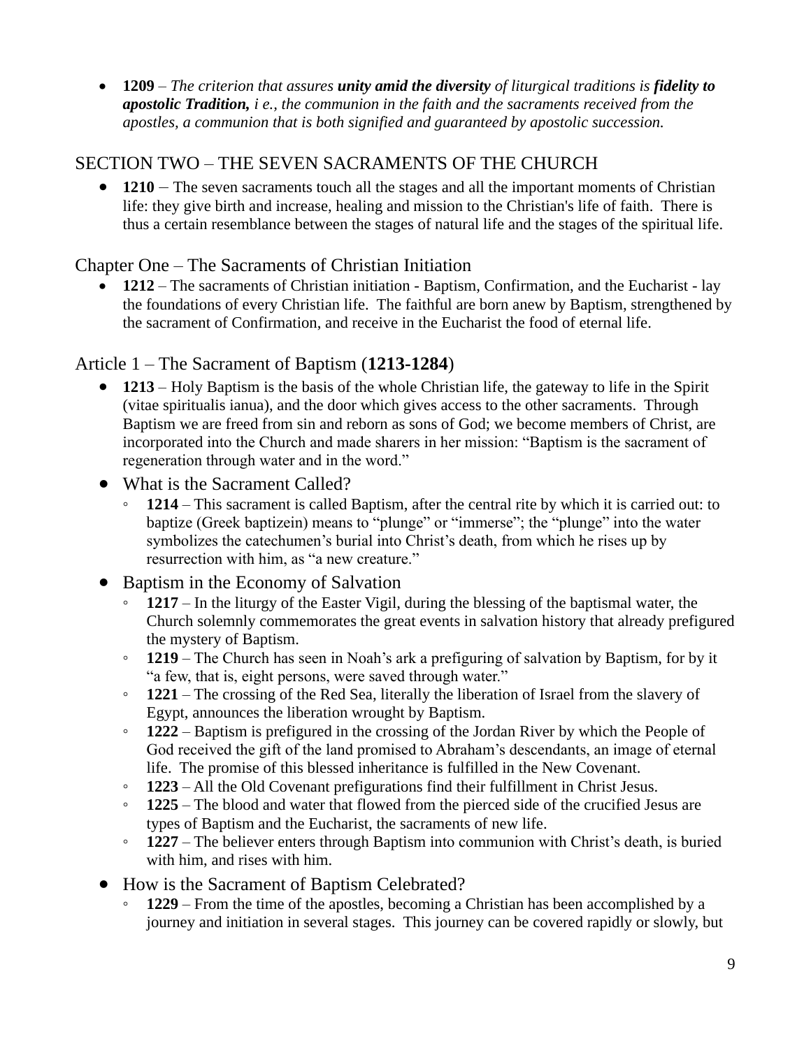- **1209** – *The criterion that assures* ***unity amid the diversity*** *of liturgical traditions is* ***fidelity to apostolic Tradition,*** *i e., the communion in the faith and the sacraments received from the apostles, a communion that is both signified and guaranteed by apostolic succession.*

## SECTION TWO – THE SEVEN SACRAMENTS OF THE CHURCH

- **1210** – The seven sacraments touch all the stages and all the important moments of Christian life: they give birth and increase, healing and mission to the Christian's life of faith. There is thus a certain resemblance between the stages of natural life and the stages of the spiritual life.

## Chapter One – The Sacraments of Christian Initiation

- **1212** – The sacraments of Christian initiation - Baptism, Confirmation, and the Eucharist - lay the foundations of every Christian life. The faithful are born anew by Baptism, strengthened by the sacrament of Confirmation, and receive in the Eucharist the food of eternal life.

## Article 1 – The Sacrament of Baptism (**1213-1284**)

- **1213** – Holy Baptism is the basis of the whole Christian life, the gateway to life in the Spirit (vitae spiritualis ianua), and the door which gives access to the other sacraments. Through Baptism we are freed from sin and reborn as sons of God; we become members of Christ, are incorporated into the Church and made sharers in her mission: "Baptism is the sacrament of regeneration through water and in the word."
- What is the Sacrament Called?
  - **1214** – This sacrament is called Baptism, after the central rite by which it is carried out: to baptize (Greek baptizein) means to "plunge" or "immerse"; the "plunge" into the water symbolizes the catechumen's burial into Christ's death, from which he rises up by resurrection with him, as "a new creature."
- Baptism in the Economy of Salvation
  - **1217** – In the liturgy of the Easter Vigil, during the blessing of the baptismal water, the Church solemnly commemorates the great events in salvation history that already prefigured the mystery of Baptism.
  - **1219** – The Church has seen in Noah's ark a prefiguring of salvation by Baptism, for by it "a few, that is, eight persons, were saved through water."
  - **1221** – The crossing of the Red Sea, literally the liberation of Israel from the slavery of Egypt, announces the liberation wrought by Baptism.
  - **1222** – Baptism is prefigured in the crossing of the Jordan River by which the People of God received the gift of the land promised to Abraham's descendants, an image of eternal life. The promise of this blessed inheritance is fulfilled in the New Covenant.
  - **1223** – All the Old Covenant prefigurations find their fulfillment in Christ Jesus.
  - **1225** – The blood and water that flowed from the pierced side of the crucified Jesus are types of Baptism and the Eucharist, the sacraments of new life.
  - **1227** – The believer enters through Baptism into communion with Christ's death, is buried with him, and rises with him.
- How is the Sacrament of Baptism Celebrated?
  - **1229** – From the time of the apostles, becoming a Christian has been accomplished by a journey and initiation in several stages. This journey can be covered rapidly or slowly, but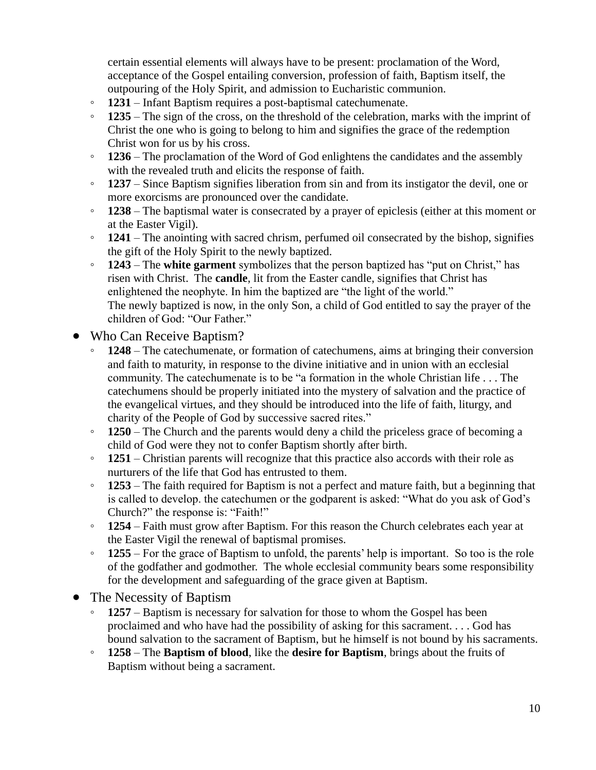certain essential elements will always have to be present: proclamation of the Word, acceptance of the Gospel entailing conversion, profession of faith, Baptism itself, the outpouring of the Holy Spirit, and admission to Eucharistic communion.

- **1231** – Infant Baptism requires a post-baptismal catechumenate.
- **1235** – The sign of the cross, on the threshold of the celebration, marks with the imprint of Christ the one who is going to belong to him and signifies the grace of the redemption Christ won for us by his cross.
- **1236** – The proclamation of the Word of God enlightens the candidates and the assembly with the revealed truth and elicits the response of faith.
- **1237** – Since Baptism signifies liberation from sin and from its instigator the devil, one or more exorcisms are pronounced over the candidate.
- **1238** – The baptismal water is consecrated by a prayer of epiclesis (either at this moment or at the Easter Vigil).
- **1241** – The anointing with sacred chrism, perfumed oil consecrated by the bishop, signifies the gift of the Holy Spirit to the newly baptized.
- **1243** – The **white garment** symbolizes that the person baptized has "put on Christ," has risen with Christ. The **candle**, lit from the Easter candle, signifies that Christ has enlightened the neophyte. In him the baptized are "the light of the world."
The newly baptized is now, in the only Son, a child of God entitled to say the prayer of the children of God: "Our Father."

- Who Can Receive Baptism?
  - **1248** – The catechumenate, or formation of catechumens, aims at bringing their conversion and faith to maturity, in response to the divine initiative and in union with an ecclesial community. The catechumenate is to be "a formation in the whole Christian life . . . The catechumens should be properly initiated into the mystery of salvation and the practice of the evangelical virtues, and they should be introduced into the life of faith, liturgy, and charity of the People of God by successive sacred rites."
  - **1250** – The Church and the parents would deny a child the priceless grace of becoming a child of God were they not to confer Baptism shortly after birth.
  - **1251** – Christian parents will recognize that this practice also accords with their role as nurturers of the life that God has entrusted to them.
  - **1253** – The faith required for Baptism is not a perfect and mature faith, but a beginning that is called to develop. the catechumen or the godparent is asked: "What do you ask of God's Church?" the response is: "Faith!"
  - **1254** – Faith must grow after Baptism. For this reason the Church celebrates each year at the Easter Vigil the renewal of baptismal promises.
  - **1255** – For the grace of Baptism to unfold, the parents' help is important. So too is the role of the godfather and godmother. The whole ecclesial community bears some responsibility for the development and safeguarding of the grace given at Baptism.
- The Necessity of Baptism
  - **1257** – Baptism is necessary for salvation for those to whom the Gospel has been proclaimed and who have had the possibility of asking for this sacrament. . . . God has bound salvation to the sacrament of Baptism, but he himself is not bound by his sacraments.
  - **1258** – The **Baptism of blood**, like the **desire for Baptism**, brings about the fruits of Baptism without being a sacrament.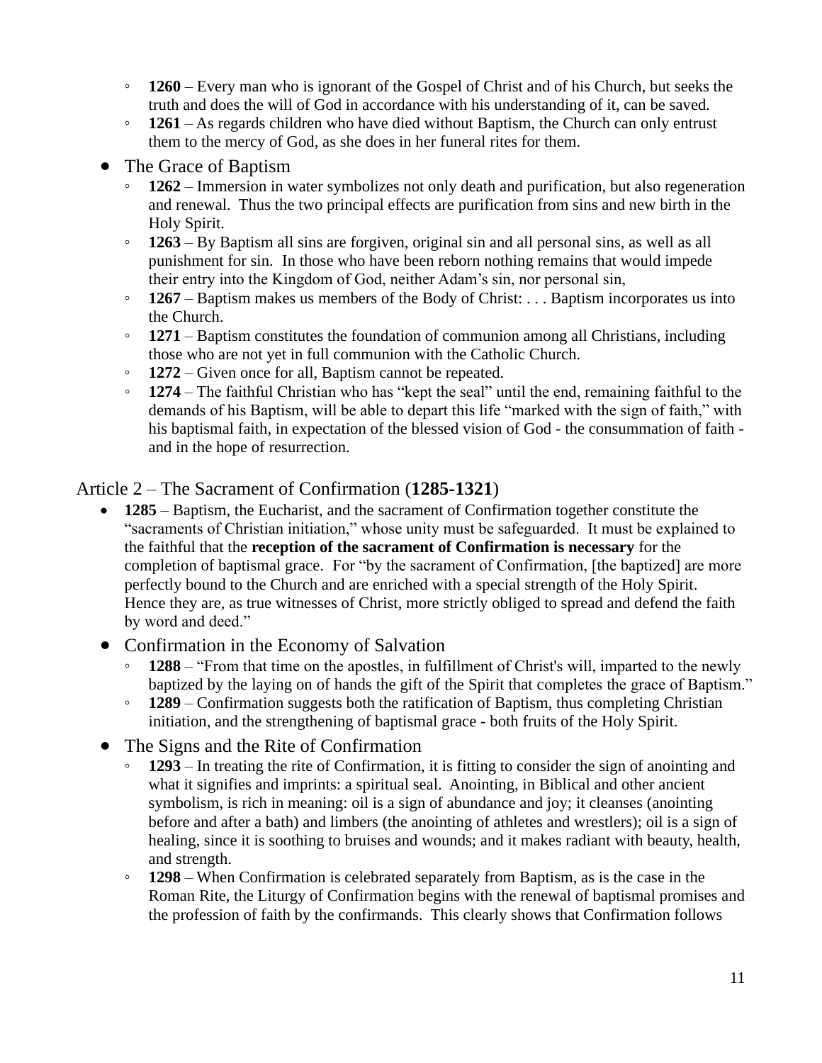- **1260** – Every man who is ignorant of the Gospel of Christ and of his Church, but seeks the truth and does the will of God in accordance with his understanding of it, can be saved.
- **1261** – As regards children who have died without Baptism, the Church can only entrust them to the mercy of God, as she does in her funeral rites for them.

- The Grace of Baptism
  - **1262** – Immersion in water symbolizes not only death and purification, but also regeneration and renewal. Thus the two principal effects are purification from sins and new birth in the Holy Spirit.
  - **1263** – By Baptism all sins are forgiven, original sin and all personal sins, as well as all punishment for sin. In those who have been reborn nothing remains that would impede their entry into the Kingdom of God, neither Adam's sin, nor personal sin,
  - **1267** – Baptism makes us members of the Body of Christ: . . . Baptism incorporates us into the Church.
  - **1271** – Baptism constitutes the foundation of communion among all Christians, including those who are not yet in full communion with the Catholic Church.
  - **1272** – Given once for all, Baptism cannot be repeated.
  - **1274** – The faithful Christian who has "kept the seal" until the end, remaining faithful to the demands of his Baptism, will be able to depart this life "marked with the sign of faith," with his baptismal faith, in expectation of the blessed vision of God - the consummation of faith - and in the hope of resurrection.

## Article 2 – The Sacrament of Confirmation (**1285-1321**)

- **1285** – Baptism, the Eucharist, and the sacrament of Confirmation together constitute the "sacraments of Christian initiation," whose unity must be safeguarded. It must be explained to the faithful that the **reception of the sacrament of Confirmation is necessary** for the completion of baptismal grace. For "by the sacrament of Confirmation, [the baptized] are more perfectly bound to the Church and are enriched with a special strength of the Holy Spirit. Hence they are, as true witnesses of Christ, more strictly obliged to spread and defend the faith by word and deed."

- Confirmation in the Economy of Salvation
  - **1288** – "From that time on the apostles, in fulfillment of Christ's will, imparted to the newly baptized by the laying on of hands the gift of the Spirit that completes the grace of Baptism."
  - **1289** – Confirmation suggests both the ratification of Baptism, thus completing Christian initiation, and the strengthening of baptismal grace - both fruits of the Holy Spirit.

- The Signs and the Rite of Confirmation
  - **1293** – In treating the rite of Confirmation, it is fitting to consider the sign of anointing and what it signifies and imprints: a spiritual seal. Anointing, in Biblical and other ancient symbolism, is rich in meaning: oil is a sign of abundance and joy; it cleanses (anointing before and after a bath) and limbers (the anointing of athletes and wrestlers); oil is a sign of healing, since it is soothing to bruises and wounds; and it makes radiant with beauty, health, and strength.
  - **1298** – When Confirmation is celebrated separately from Baptism, as is the case in the Roman Rite, the Liturgy of Confirmation begins with the renewal of baptismal promises and the profession of faith by the confirmands. This clearly shows that Confirmation follows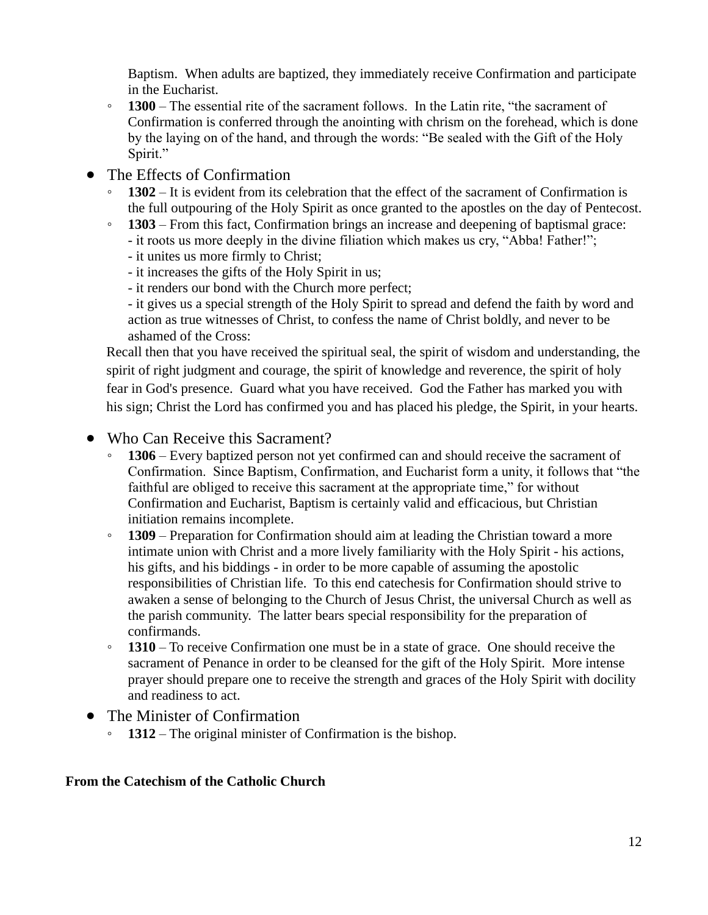Baptism. When adults are baptized, they immediately receive Confirmation and participate in the Eucharist.

   - **1300** – The essential rite of the sacrament follows. In the Latin rite, "the sacrament of Confirmation is conferred through the anointing with chrism on the forehead, which is done by the laying on of the hand, and through the words: "Be sealed with the Gift of the Holy Spirit."

- The Effects of Confirmation
   - **1302** – It is evident from its celebration that the effect of the sacrament of Confirmation is the full outpouring of the Holy Spirit as once granted to the apostles on the day of Pentecost.
   - **1303** – From this fact, Confirmation brings an increase and deepening of baptismal grace:
     - it roots us more deeply in the divine filiation which makes us cry, "Abba! Father!";
     - it unites us more firmly to Christ;
     - it increases the gifts of the Holy Spirit in us;
     - it renders our bond with the Church more perfect;
     - it gives us a special strength of the Holy Spirit to spread and defend the faith by word and action as true witnesses of Christ, to confess the name of Christ boldly, and never to be ashamed of the Cross:

  Recall then that you have received the spiritual seal, the spirit of wisdom and understanding, the spirit of right judgment and courage, the spirit of knowledge and reverence, the spirit of holy fear in God's presence. Guard what you have received. God the Father has marked you with his sign; Christ the Lord has confirmed you and has placed his pledge, the Spirit, in your hearts.

- Who Can Receive this Sacrament?
   - **1306** – Every baptized person not yet confirmed can and should receive the sacrament of Confirmation. Since Baptism, Confirmation, and Eucharist form a unity, it follows that "the faithful are obliged to receive this sacrament at the appropriate time," for without Confirmation and Eucharist, Baptism is certainly valid and efficacious, but Christian initiation remains incomplete.
   - **1309** – Preparation for Confirmation should aim at leading the Christian toward a more intimate union with Christ and a more lively familiarity with the Holy Spirit - his actions, his gifts, and his biddings - in order to be more capable of assuming the apostolic responsibilities of Christian life. To this end catechesis for Confirmation should strive to awaken a sense of belonging to the Church of Jesus Christ, the universal Church as well as the parish community. The latter bears special responsibility for the preparation of confirmands.
   - **1310** – To receive Confirmation one must be in a state of grace. One should receive the sacrament of Penance in order to be cleansed for the gift of the Holy Spirit. More intense prayer should prepare one to receive the strength and graces of the Holy Spirit with docility and readiness to act.

- The Minister of Confirmation
   - **1312** – The original minister of Confirmation is the bishop.

**From the Catechism of the Catholic Church**